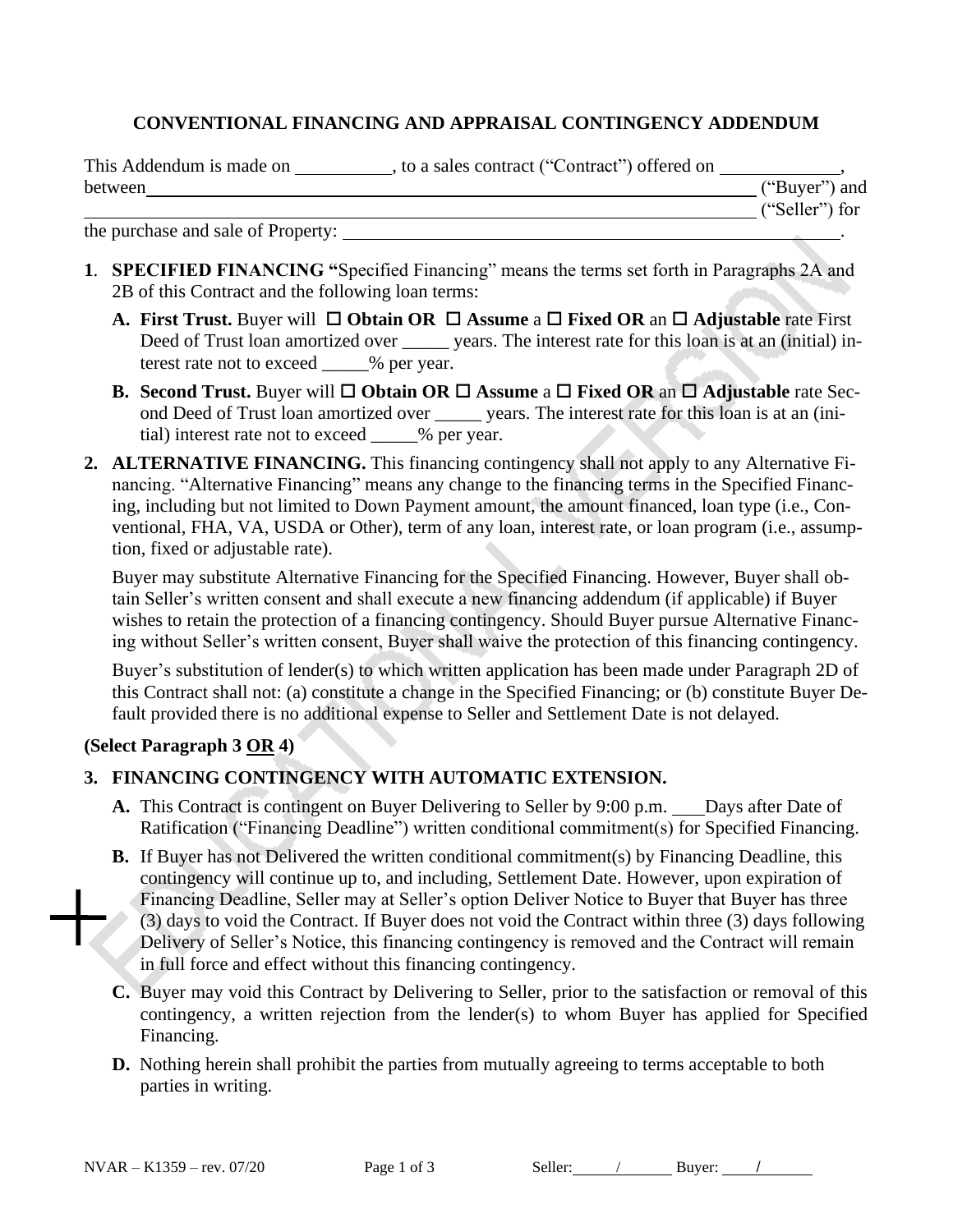## CONVENTIONAL FINANCING AND APPRAISAL CONTINGENCY ADDENDUM

This Addendum is made on __________, to a sales contract ("Contract") offered on _____________, between_________________________________________________________________ ("Buyer") and _________________________________________________________________ ("Seller") for the purchase and sale of Property: ________________________________________________.

**1**. **SPECIFIED FINANCING "**Specified Financing" means the terms set forth in Paragraphs 2A and 2B of this Contract and the following loan terms:

- **A. First Trust.** Buyer will ☐ **Obtain OR** ☐ **Assume** a ☐ **Fixed OR** an ☐ **Adjustable** rate First Deed of Trust loan amortized over _____ years. The interest rate for this loan is at an (initial) interest rate not to exceed _____% per year.
- **B. Second Trust.** Buyer will ☐ **Obtain OR** ☐ **Assume** a ☐ **Fixed OR** an ☐ **Adjustable** rate Second Deed of Trust loan amortized over _____ years. The interest rate for this loan is at an (initial) interest rate not to exceed _____% per year.

**2. ALTERNATIVE FINANCING.** This financing contingency shall not apply to any Alternative Financing. "Alternative Financing" means any change to the financing terms in the Specified Financing, including but not limited to Down Payment amount, the amount financed, loan type (i.e., Conventional, FHA, VA, USDA or Other), term of any loan, interest rate, or loan program (i.e., assumption, fixed or adjustable rate).

Buyer may substitute Alternative Financing for the Specified Financing. However, Buyer shall obtain Seller's written consent and shall execute a new financing addendum (if applicable) if Buyer wishes to retain the protection of a financing contingency. Should Buyer pursue Alternative Financing without Seller's written consent, Buyer shall waive the protection of this financing contingency.

Buyer's substitution of lender(s) to which written application has been made under Paragraph 2D of this Contract shall not: (a) constitute a change in the Specified Financing; or (b) constitute Buyer Default provided there is no additional expense to Seller and Settlement Date is not delayed.

**(Select Paragraph 3 OR 4)**

**3. FINANCING CONTINGENCY WITH AUTOMATIC EXTENSION.**

- **A.** This Contract is contingent on Buyer Delivering to Seller by 9:00 p.m. ___Days after Date of Ratification ("Financing Deadline") written conditional commitment(s) for Specified Financing.
- **B.** If Buyer has not Delivered the written conditional commitment(s) by Financing Deadline, this contingency will continue up to, and including, Settlement Date. However, upon expiration of Financing Deadline, Seller may at Seller's option Deliver Notice to Buyer that Buyer has three (3) days to void the Contract. If Buyer does not void the Contract within three (3) days following Delivery of Seller's Notice, this financing contingency is removed and the Contract will remain in full force and effect without this financing contingency.
- **C.** Buyer may void this Contract by Delivering to Seller, prior to the satisfaction or removal of this contingency, a written rejection from the lender(s) to whom Buyer has applied for Specified Financing.
- **D.** Nothing herein shall prohibit the parties from mutually agreeing to terms acceptable to both parties in writing.

NVAR – K1359 – rev. 07/20 Seller: ____/____ Buyer: ____/____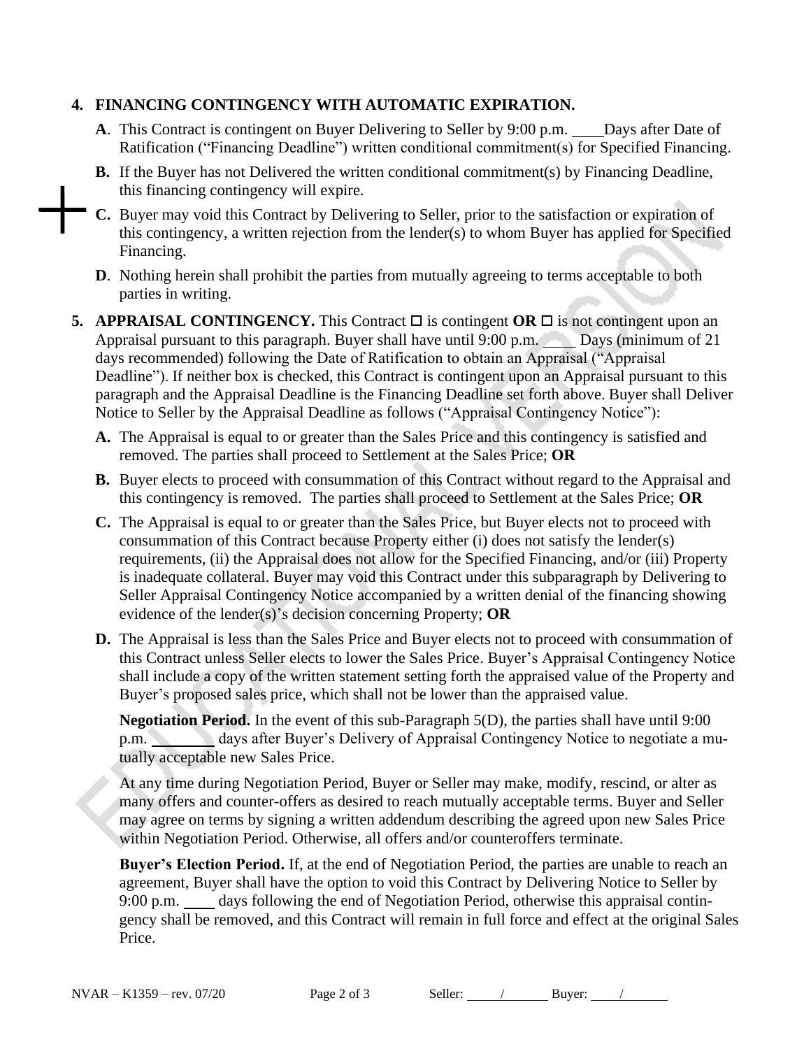**4. FINANCING CONTINGENCY WITH AUTOMATIC EXPIRATION.**

**A**. This Contract is contingent on Buyer Delivering to Seller by 9:00 p.m. ____Days after Date of Ratification ("Financing Deadline") written conditional commitment(s) for Specified Financing.

**B.** If the Buyer has not Delivered the written conditional commitment(s) by Financing Deadline, this financing contingency will expire.

**C.** Buyer may void this Contract by Delivering to Seller, prior to the satisfaction or expiration of this contingency, a written rejection from the lender(s) to whom Buyer has applied for Specified Financing.

**D**. Nothing herein shall prohibit the parties from mutually agreeing to terms acceptable to both parties in writing.

**5. APPRAISAL CONTINGENCY.** This Contract ☐ is contingent **OR** ☐ is not contingent upon an Appraisal pursuant to this paragraph. Buyer shall have until 9:00 p.m. ____ Days (minimum of 21 days recommended) following the Date of Ratification to obtain an Appraisal ("Appraisal Deadline"). If neither box is checked, this Contract is contingent upon an Appraisal pursuant to this paragraph and the Appraisal Deadline is the Financing Deadline set forth above. Buyer shall Deliver Notice to Seller by the Appraisal Deadline as follows ("Appraisal Contingency Notice"):

**A.** The Appraisal is equal to or greater than the Sales Price and this contingency is satisfied and removed. The parties shall proceed to Settlement at the Sales Price; **OR**

**B.** Buyer elects to proceed with consummation of this Contract without regard to the Appraisal and this contingency is removed. The parties shall proceed to Settlement at the Sales Price; **OR**

**C.** The Appraisal is equal to or greater than the Sales Price, but Buyer elects not to proceed with consummation of this Contract because Property either (i) does not satisfy the lender(s) requirements, (ii) the Appraisal does not allow for the Specified Financing, and/or (iii) Property is inadequate collateral. Buyer may void this Contract under this subparagraph by Delivering to Seller Appraisal Contingency Notice accompanied by a written denial of the financing showing evidence of the lender(s)'s decision concerning Property; **OR**

**D.** The Appraisal is less than the Sales Price and Buyer elects not to proceed with consummation of this Contract unless Seller elects to lower the Sales Price. Buyer's Appraisal Contingency Notice shall include a copy of the written statement setting forth the appraised value of the Property and Buyer's proposed sales price, which shall not be lower than the appraised value.

**Negotiation Period.** In the event of this sub-Paragraph 5(D), the parties shall have until 9:00 p.m. ________ days after Buyer's Delivery of Appraisal Contingency Notice to negotiate a mutually acceptable new Sales Price.

At any time during Negotiation Period, Buyer or Seller may make, modify, rescind, or alter as many offers and counter-offers as desired to reach mutually acceptable terms. Buyer and Seller may agree on terms by signing a written addendum describing the agreed upon new Sales Price within Negotiation Period. Otherwise, all offers and/or counteroffers terminate.

**Buyer's Election Period.** If, at the end of Negotiation Period, the parties are unable to reach an agreement, Buyer shall have the option to void this Contract by Delivering Notice to Seller by 9:00 p.m. ____ days following the end of Negotiation Period, otherwise this appraisal contingency shall be removed, and this Contract will remain in full force and effect at the original Sales Price.

NVAR – K1359 – rev. 07/20 Seller: _____/______ Buyer: ____/______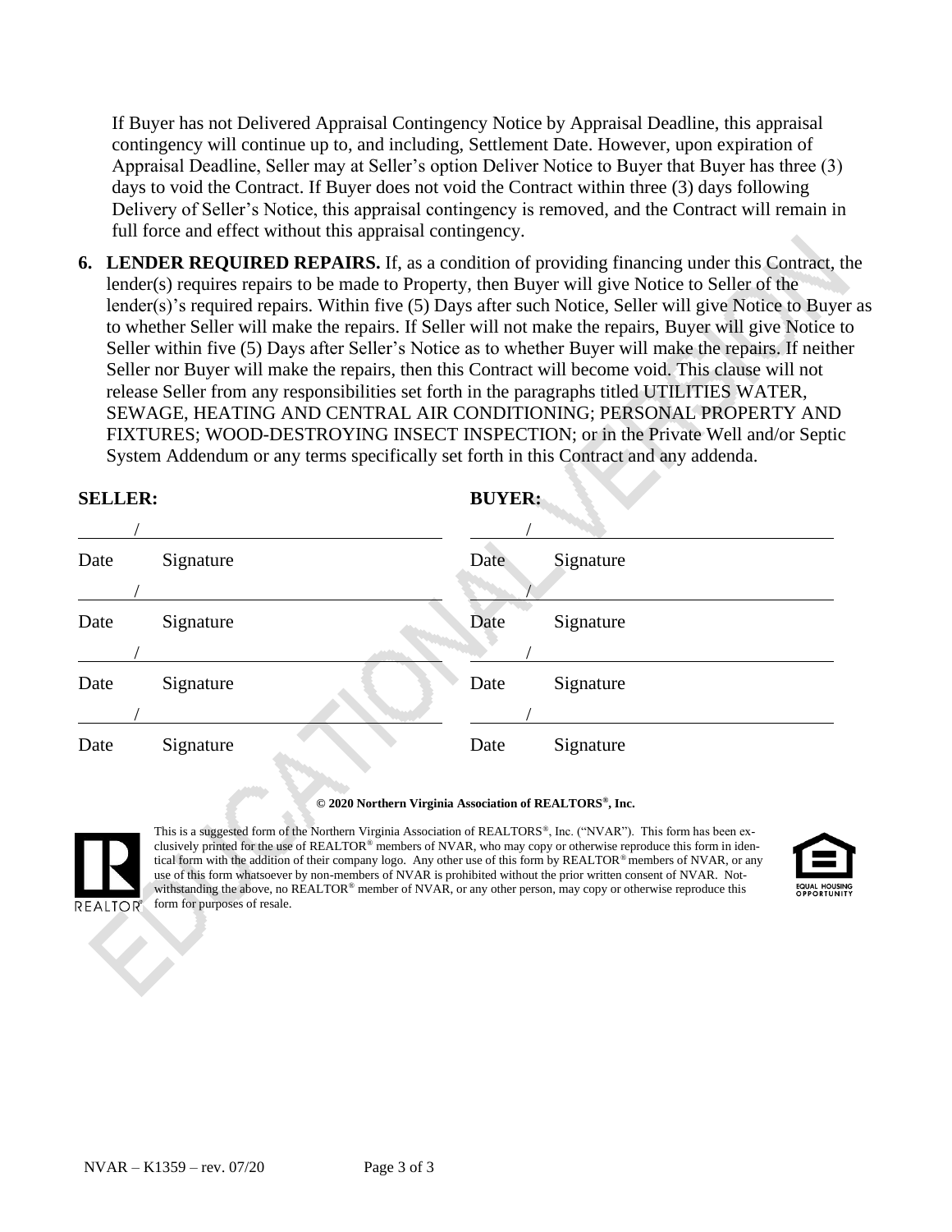If Buyer has not Delivered Appraisal Contingency Notice by Appraisal Deadline, this appraisal contingency will continue up to, and including, Settlement Date. However, upon expiration of Appraisal Deadline, Seller may at Seller's option Deliver Notice to Buyer that Buyer has three (3) days to void the Contract. If Buyer does not void the Contract within three (3) days following Delivery of Seller's Notice, this appraisal contingency is removed, and the Contract will remain in full force and effect without this appraisal contingency.

6. **LENDER REQUIRED REPAIRS.** If, as a condition of providing financing under this Contract, the lender(s) requires repairs to be made to Property, then Buyer will give Notice to Seller of the lender(s)'s required repairs. Within five (5) Days after such Notice, Seller will give Notice to Buyer as to whether Seller will make the repairs. If Seller will not make the repairs, Buyer will give Notice to Seller within five (5) Days after Seller's Notice as to whether Buyer will make the repairs. If neither Seller nor Buyer will make the repairs, then this Contract will become void. This clause will not release Seller from any responsibilities set forth in the paragraphs titled UTILITIES WATER, SEWAGE, HEATING AND CENTRAL AIR CONDITIONING; PERSONAL PROPERTY AND FIXTURES; WOOD-DESTROYING INSECT INSPECTION; or in the Private Well and/or Septic System Addendum or any terms specifically set forth in this Contract and any addenda.

| **SELLER:** | | **BUYER:** | |
|---|---|---|---|
| ____/____ | ____________________ | ____/____ | ____________________ |
| Date | Signature | Date | Signature |
| ____/____ | ____________________ | ____/____ | ____________________ |
| Date | Signature | Date | Signature |
| ____/____ | ____________________ | ____/____ | ____________________ |
| Date | Signature | Date | Signature |
| ____/____ | ____________________ | ____/____ | ____________________ |
| Date | Signature | Date | Signature |

**© 2020 Northern Virginia Association of REALTORS®, Inc.**

This is a suggested form of the Northern Virginia Association of REALTORS®, Inc. ("NVAR"). This form has been exclusively printed for the use of REALTOR® members of NVAR, who may copy or otherwise reproduce this form in identical form with the addition of their company logo. Any other use of this form by REALTOR® members of NVAR, or any use of this form whatsoever by non-members of NVAR is prohibited without the prior written consent of NVAR. Notwithstanding the above, no REALTOR® member of NVAR, or any other person, may copy or otherwise reproduce this form for purposes of resale.

REALTOR®

EQUAL HOUSING OPPORTUNITY

NVAR – K1359 – rev. 07/20